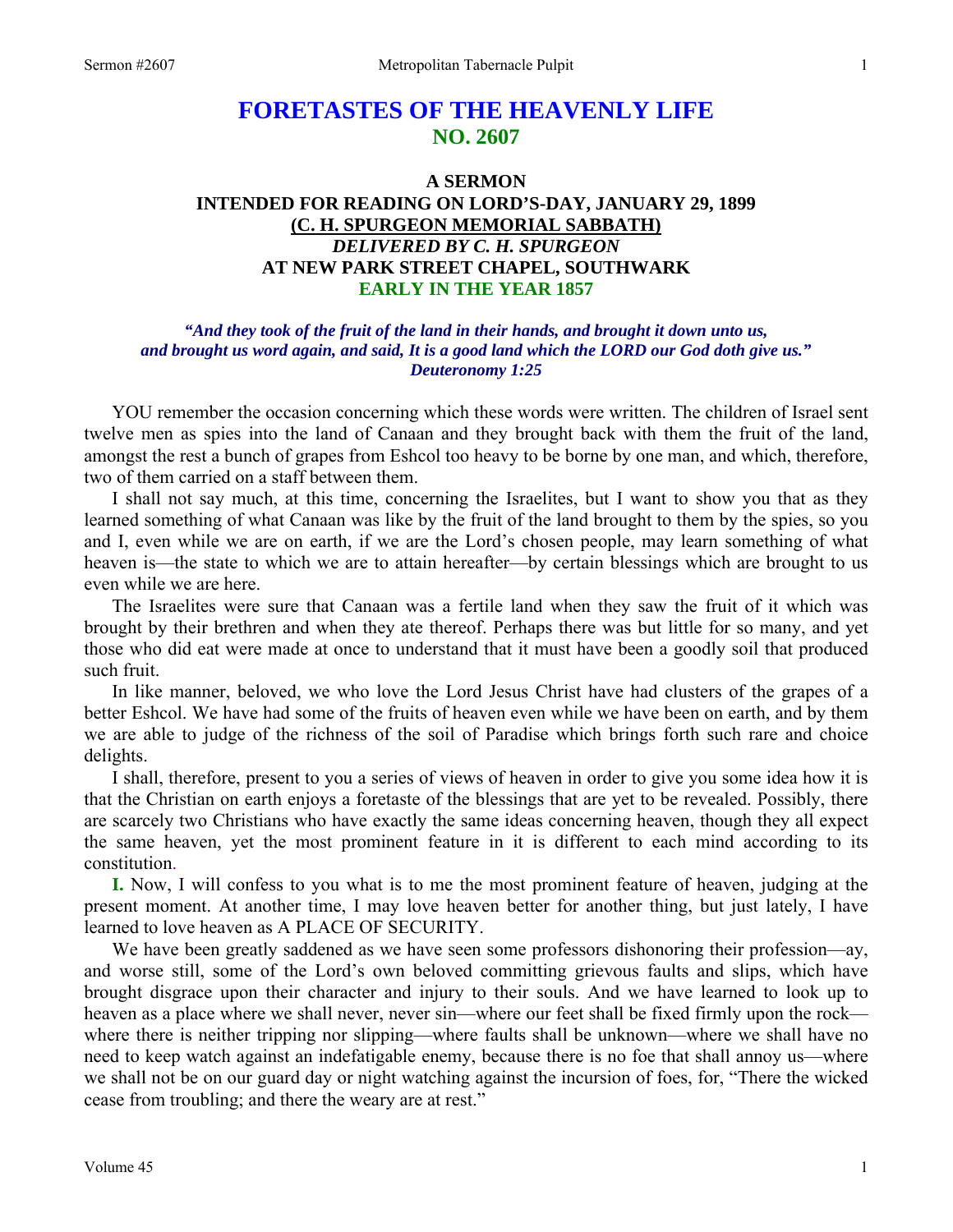# FORETASTES OF THE HEAVENLY LIFE
## NO. 2607

### A SERMON
### INTENDED FOR READING ON LORD'S-DAY, JANUARY 29, 1899
### (C. H. SPURGEON MEMORIAL SABBATH)
### *DELIVERED BY C. H. SPURGEON*
### AT NEW PARK STREET CHAPEL, SOUTHWARK
### EARLY IN THE YEAR 1857

***"And they took of the fruit of the land in their hands, and brought it down unto us, and brought us word again, and said, It is a good land which the LORD our God doth give us." Deuteronomy 1:25***

YOU remember the occasion concerning which these words were written. The children of Israel sent twelve men as spies into the land of Canaan and they brought back with them the fruit of the land, amongst the rest a bunch of grapes from Eshcol too heavy to be borne by one man, and which, therefore, two of them carried on a staff between them.

I shall not say much, at this time, concerning the Israelites, but I want to show you that as they learned something of what Canaan was like by the fruit of the land brought to them by the spies, so you and I, even while we are on earth, if we are the Lord's chosen people, may learn something of what heaven is—the state to which we are to attain hereafter—by certain blessings which are brought to us even while we are here.

The Israelites were sure that Canaan was a fertile land when they saw the fruit of it which was brought by their brethren and when they ate thereof. Perhaps there was but little for so many, and yet those who did eat were made at once to understand that it must have been a goodly soil that produced such fruit.

In like manner, beloved, we who love the Lord Jesus Christ have had clusters of the grapes of a better Eshcol. We have had some of the fruits of heaven even while we have been on earth, and by them we are able to judge of the richness of the soil of Paradise which brings forth such rare and choice delights.

I shall, therefore, present to you a series of views of heaven in order to give you some idea how it is that the Christian on earth enjoys a foretaste of the blessings that are yet to be revealed. Possibly, there are scarcely two Christians who have exactly the same ideas concerning heaven, though they all expect the same heaven, yet the most prominent feature in it is different to each mind according to its constitution.

**I.** Now, I will confess to you what is to me the most prominent feature of heaven, judging at the present moment. At another time, I may love heaven better for another thing, but just lately, I have learned to love heaven as A PLACE OF SECURITY.

We have been greatly saddened as we have seen some professors dishonoring their profession—ay, and worse still, some of the Lord's own beloved committing grievous faults and slips, which have brought disgrace upon their character and injury to their souls. And we have learned to look up to heaven as a place where we shall never, never sin—where our feet shall be fixed firmly upon the rock—where there is neither tripping nor slipping—where faults shall be unknown—where we shall have no need to keep watch against an indefatigable enemy, because there is no foe that shall annoy us—where we shall not be on our guard day or night watching against the incursion of foes, for, "There the wicked cease from troubling; and there the weary are at rest."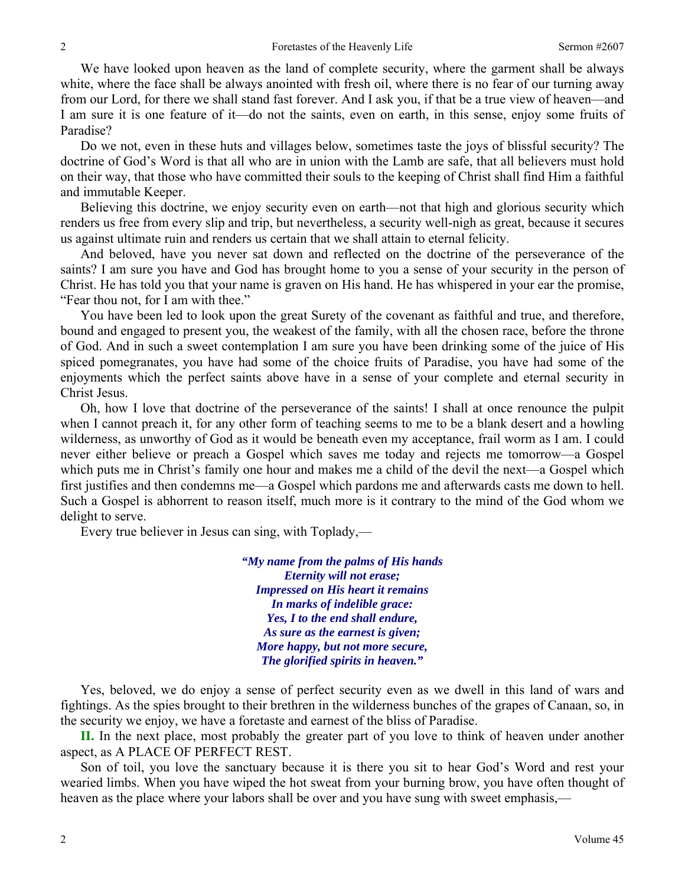We have looked upon heaven as the land of complete security, where the garment shall be always white, where the face shall be always anointed with fresh oil, where there is no fear of our turning away from our Lord, for there we shall stand fast forever. And I ask you, if that be a true view of heaven—and I am sure it is one feature of it—do not the saints, even on earth, in this sense, enjoy some fruits of Paradise?

Do we not, even in these huts and villages below, sometimes taste the joys of blissful security? The doctrine of God's Word is that all who are in union with the Lamb are safe, that all believers must hold on their way, that those who have committed their souls to the keeping of Christ shall find Him a faithful and immutable Keeper.

Believing this doctrine, we enjoy security even on earth—not that high and glorious security which renders us free from every slip and trip, but nevertheless, a security well-nigh as great, because it secures us against ultimate ruin and renders us certain that we shall attain to eternal felicity.

And beloved, have you never sat down and reflected on the doctrine of the perseverance of the saints? I am sure you have and God has brought home to you a sense of your security in the person of Christ. He has told you that your name is graven on His hand. He has whispered in your ear the promise, "Fear thou not, for I am with thee."

You have been led to look upon the great Surety of the covenant as faithful and true, and therefore, bound and engaged to present you, the weakest of the family, with all the chosen race, before the throne of God. And in such a sweet contemplation I am sure you have been drinking some of the juice of His spiced pomegranates, you have had some of the choice fruits of Paradise, you have had some of the enjoyments which the perfect saints above have in a sense of your complete and eternal security in Christ Jesus.

Oh, how I love that doctrine of the perseverance of the saints! I shall at once renounce the pulpit when I cannot preach it, for any other form of teaching seems to me to be a blank desert and a howling wilderness, as unworthy of God as it would be beneath even my acceptance, frail worm as I am. I could never either believe or preach a Gospel which saves me today and rejects me tomorrow—a Gospel which puts me in Christ's family one hour and makes me a child of the devil the next—a Gospel which first justifies and then condemns me—a Gospel which pardons me and afterwards casts me down to hell. Such a Gospel is abhorrent to reason itself, much more is it contrary to the mind of the God whom we delight to serve.

Every true believer in Jesus can sing, with Toplady,—

> ***"My name from the palms of His hands***
> ***Eternity will not erase;***
> ***Impressed on His heart it remains***
> ***In marks of indelible grace:***
> ***Yes, I to the end shall endure,***
> ***As sure as the earnest is given;***
> ***More happy, but not more secure,***
> ***The glorified spirits in heaven."***

Yes, beloved, we do enjoy a sense of perfect security even as we dwell in this land of wars and fightings. As the spies brought to their brethren in the wilderness bunches of the grapes of Canaan, so, in the security we enjoy, we have a foretaste and earnest of the bliss of Paradise.

**II.** In the next place, most probably the greater part of you love to think of heaven under another aspect, as A PLACE OF PERFECT REST.

Son of toil, you love the sanctuary because it is there you sit to hear God's Word and rest your wearied limbs. When you have wiped the hot sweat from your burning brow, you have often thought of heaven as the place where your labors shall be over and you have sung with sweet emphasis,—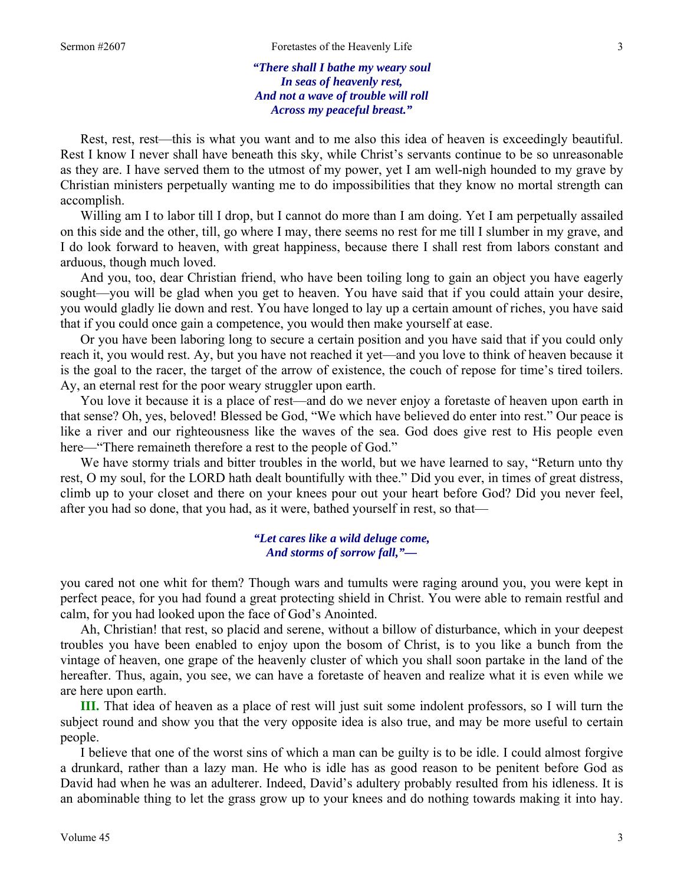*"There shall I bathe my weary soul*
*In seas of heavenly rest,*
*And not a wave of trouble will roll*
*Across my peaceful breast."*

Rest, rest, rest—this is what you want and to me also this idea of heaven is exceedingly beautiful. Rest I know I never shall have beneath this sky, while Christ's servants continue to be so unreasonable as they are. I have served them to the utmost of my power, yet I am well-nigh hounded to my grave by Christian ministers perpetually wanting me to do impossibilities that they know no mortal strength can accomplish.

Willing am I to labor till I drop, but I cannot do more than I am doing. Yet I am perpetually assailed on this side and the other, till, go where I may, there seems no rest for me till I slumber in my grave, and I do look forward to heaven, with great happiness, because there I shall rest from labors constant and arduous, though much loved.

And you, too, dear Christian friend, who have been toiling long to gain an object you have eagerly sought—you will be glad when you get to heaven. You have said that if you could attain your desire, you would gladly lie down and rest. You have longed to lay up a certain amount of riches, you have said that if you could once gain a competence, you would then make yourself at ease.

Or you have been laboring long to secure a certain position and you have said that if you could only reach it, you would rest. Ay, but you have not reached it yet—and you love to think of heaven because it is the goal to the racer, the target of the arrow of existence, the couch of repose for time's tired toilers. Ay, an eternal rest for the poor weary struggler upon earth.

You love it because it is a place of rest—and do we never enjoy a foretaste of heaven upon earth in that sense? Oh, yes, beloved! Blessed be God, "We which have believed do enter into rest." Our peace is like a river and our righteousness like the waves of the sea. God does give rest to His people even here—"There remaineth therefore a rest to the people of God."

We have stormy trials and bitter troubles in the world, but we have learned to say, "Return unto thy rest, O my soul, for the LORD hath dealt bountifully with thee." Did you ever, in times of great distress, climb up to your closet and there on your knees pour out your heart before God? Did you never feel, after you had so done, that you had, as it were, bathed yourself in rest, so that—

*"Let cares like a wild deluge come,*
*And storms of sorrow fall,"—*

you cared not one whit for them? Though wars and tumults were raging around you, you were kept in perfect peace, for you had found a great protecting shield in Christ. You were able to remain restful and calm, for you had looked upon the face of God's Anointed.

Ah, Christian! that rest, so placid and serene, without a billow of disturbance, which in your deepest troubles you have been enabled to enjoy upon the bosom of Christ, is to you like a bunch from the vintage of heaven, one grape of the heavenly cluster of which you shall soon partake in the land of the hereafter. Thus, again, you see, we can have a foretaste of heaven and realize what it is even while we are here upon earth.

**III.** That idea of heaven as a place of rest will just suit some indolent professors, so I will turn the subject round and show you that the very opposite idea is also true, and may be more useful to certain people.

I believe that one of the worst sins of which a man can be guilty is to be idle. I could almost forgive a drunkard, rather than a lazy man. He who is idle has as good reason to be penitent before God as David had when he was an adulterer. Indeed, David's adultery probably resulted from his idleness. It is an abominable thing to let the grass grow up to your knees and do nothing towards making it into hay.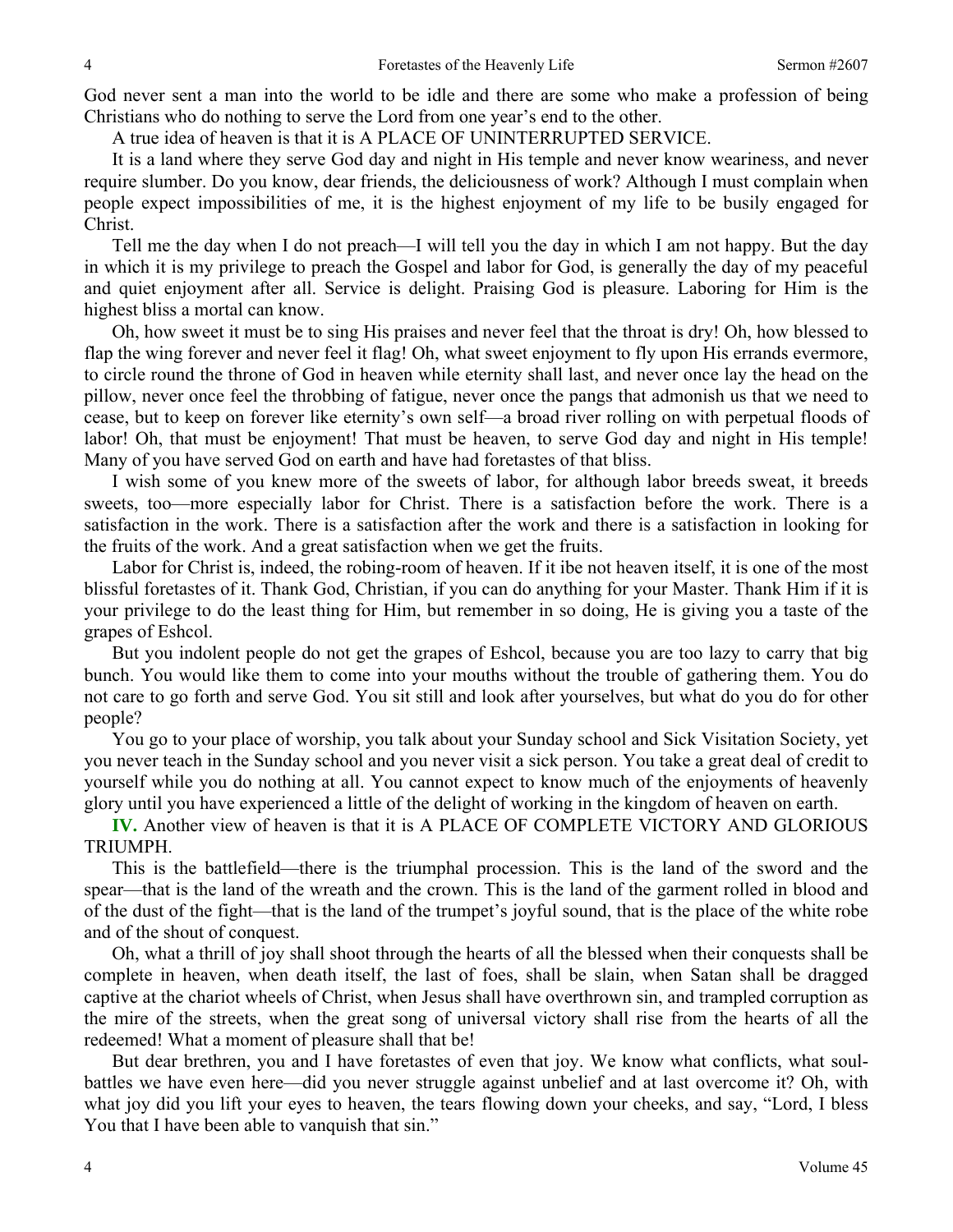God never sent a man into the world to be idle and there are some who make a profession of being Christians who do nothing to serve the Lord from one year's end to the other.

A true idea of heaven is that it is A PLACE OF UNINTERRUPTED SERVICE.

It is a land where they serve God day and night in His temple and never know weariness, and never require slumber. Do you know, dear friends, the deliciousness of work? Although I must complain when people expect impossibilities of me, it is the highest enjoyment of my life to be busily engaged for Christ.

Tell me the day when I do not preach—I will tell you the day in which I am not happy. But the day in which it is my privilege to preach the Gospel and labor for God, is generally the day of my peaceful and quiet enjoyment after all. Service is delight. Praising God is pleasure. Laboring for Him is the highest bliss a mortal can know.

Oh, how sweet it must be to sing His praises and never feel that the throat is dry! Oh, how blessed to flap the wing forever and never feel it flag! Oh, what sweet enjoyment to fly upon His errands evermore, to circle round the throne of God in heaven while eternity shall last, and never once lay the head on the pillow, never once feel the throbbing of fatigue, never once the pangs that admonish us that we need to cease, but to keep on forever like eternity's own self—a broad river rolling on with perpetual floods of labor! Oh, that must be enjoyment! That must be heaven, to serve God day and night in His temple! Many of you have served God on earth and have had foretastes of that bliss.

I wish some of you knew more of the sweets of labor, for although labor breeds sweat, it breeds sweets, too—more especially labor for Christ. There is a satisfaction before the work. There is a satisfaction in the work. There is a satisfaction after the work and there is a satisfaction in looking for the fruits of the work. And a great satisfaction when we get the fruits.

Labor for Christ is, indeed, the robing-room of heaven. If it ibe not heaven itself, it is one of the most blissful foretastes of it. Thank God, Christian, if you can do anything for your Master. Thank Him if it is your privilege to do the least thing for Him, but remember in so doing, He is giving you a taste of the grapes of Eshcol.

But you indolent people do not get the grapes of Eshcol, because you are too lazy to carry that big bunch. You would like them to come into your mouths without the trouble of gathering them. You do not care to go forth and serve God. You sit still and look after yourselves, but what do you do for other people?

You go to your place of worship, you talk about your Sunday school and Sick Visitation Society, yet you never teach in the Sunday school and you never visit a sick person. You take a great deal of credit to yourself while you do nothing at all. You cannot expect to know much of the enjoyments of heavenly glory until you have experienced a little of the delight of working in the kingdom of heaven on earth.

**IV.** Another view of heaven is that it is A PLACE OF COMPLETE VICTORY AND GLORIOUS TRIUMPH.

This is the battlefield—there is the triumphal procession. This is the land of the sword and the spear—that is the land of the wreath and the crown. This is the land of the garment rolled in blood and of the dust of the fight—that is the land of the trumpet's joyful sound, that is the place of the white robe and of the shout of conquest.

Oh, what a thrill of joy shall shoot through the hearts of all the blessed when their conquests shall be complete in heaven, when death itself, the last of foes, shall be slain, when Satan shall be dragged captive at the chariot wheels of Christ, when Jesus shall have overthrown sin, and trampled corruption as the mire of the streets, when the great song of universal victory shall rise from the hearts of all the redeemed! What a moment of pleasure shall that be!

But dear brethren, you and I have foretastes of even that joy. We know what conflicts, what soul-battles we have even here—did you never struggle against unbelief and at last overcome it? Oh, with what joy did you lift your eyes to heaven, the tears flowing down your cheeks, and say, "Lord, I bless You that I have been able to vanquish that sin."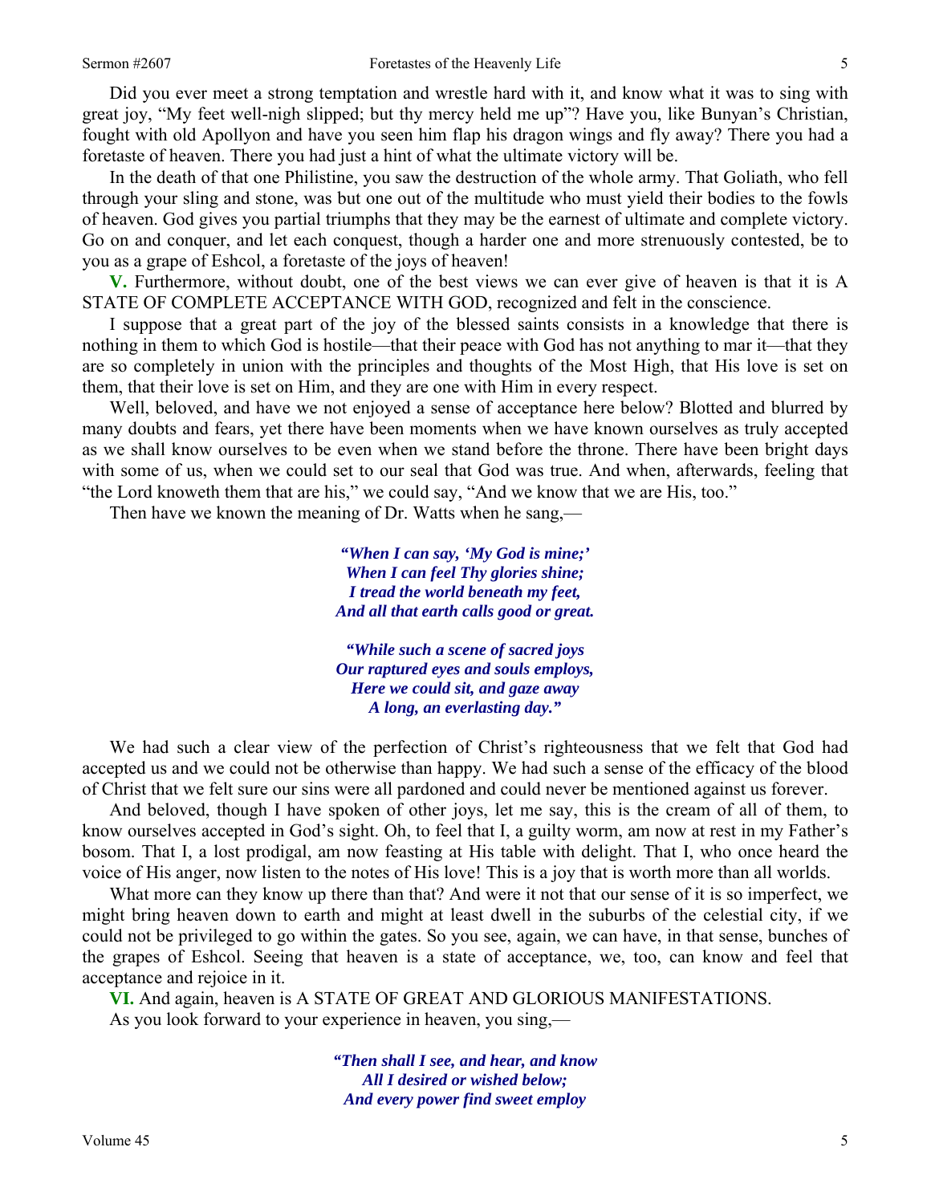Did you ever meet a strong temptation and wrestle hard with it, and know what it was to sing with great joy, "My feet well-nigh slipped; but thy mercy held me up"? Have you, like Bunyan's Christian, fought with old Apollyon and have you seen him flap his dragon wings and fly away? There you had a foretaste of heaven. There you had just a hint of what the ultimate victory will be.

In the death of that one Philistine, you saw the destruction of the whole army. That Goliath, who fell through your sling and stone, was but one out of the multitude who must yield their bodies to the fowls of heaven. God gives you partial triumphs that they may be the earnest of ultimate and complete victory. Go on and conquer, and let each conquest, though a harder one and more strenuously contested, be to you as a grape of Eshcol, a foretaste of the joys of heaven!

**V.** Furthermore, without doubt, one of the best views we can ever give of heaven is that it is A STATE OF COMPLETE ACCEPTANCE WITH GOD, recognized and felt in the conscience.

I suppose that a great part of the joy of the blessed saints consists in a knowledge that there is nothing in them to which God is hostile—that their peace with God has not anything to mar it—that they are so completely in union with the principles and thoughts of the Most High, that His love is set on them, that their love is set on Him, and they are one with Him in every respect.

Well, beloved, and have we not enjoyed a sense of acceptance here below? Blotted and blurred by many doubts and fears, yet there have been moments when we have known ourselves as truly accepted as we shall know ourselves to be even when we stand before the throne. There have been bright days with some of us, when we could set to our seal that God was true. And when, afterwards, feeling that "the Lord knoweth them that are his," we could say, "And we know that we are His, too."

Then have we known the meaning of Dr. Watts when he sang,—

*"When I can say, 'My God is mine;'*
*When I can feel Thy glories shine;*
*I tread the world beneath my feet,*
*And all that earth calls good or great.*

*"While such a scene of sacred joys*
*Our raptured eyes and souls employs,*
*Here we could sit, and gaze away*
*A long, an everlasting day."*

We had such a clear view of the perfection of Christ's righteousness that we felt that God had accepted us and we could not be otherwise than happy. We had such a sense of the efficacy of the blood of Christ that we felt sure our sins were all pardoned and could never be mentioned against us forever.

And beloved, though I have spoken of other joys, let me say, this is the cream of all of them, to know ourselves accepted in God's sight. Oh, to feel that I, a guilty worm, am now at rest in my Father's bosom. That I, a lost prodigal, am now feasting at His table with delight. That I, who once heard the voice of His anger, now listen to the notes of His love! This is a joy that is worth more than all worlds.

What more can they know up there than that? And were it not that our sense of it is so imperfect, we might bring heaven down to earth and might at least dwell in the suburbs of the celestial city, if we could not be privileged to go within the gates. So you see, again, we can have, in that sense, bunches of the grapes of Eshcol. Seeing that heaven is a state of acceptance, we, too, can know and feel that acceptance and rejoice in it.

**VI.** And again, heaven is A STATE OF GREAT AND GLORIOUS MANIFESTATIONS.

As you look forward to your experience in heaven, you sing,—

*"Then shall I see, and hear, and know*
*All I desired or wished below;*
*And every power find sweet employ*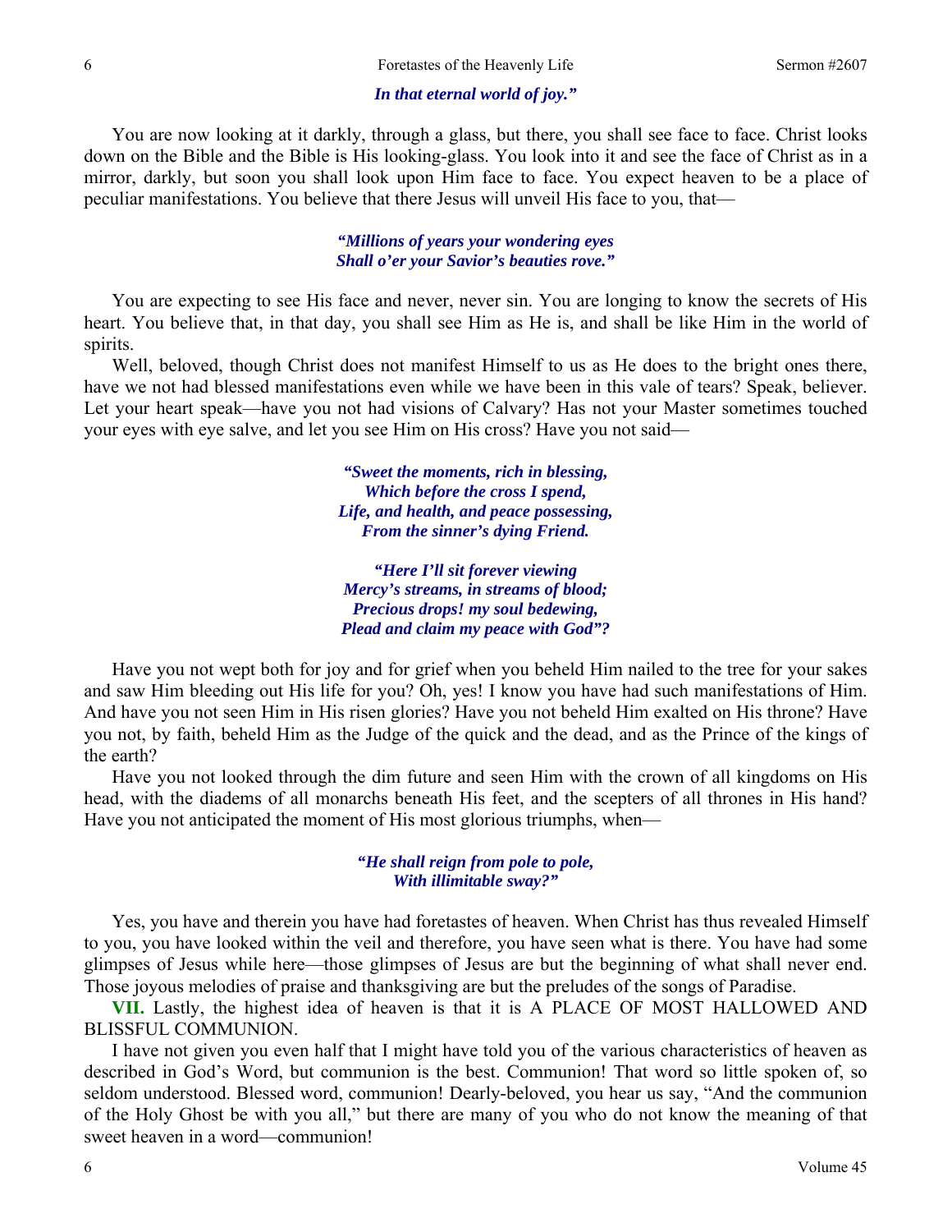*In that eternal world of joy."*

You are now looking at it darkly, through a glass, but there, you shall see face to face. Christ looks down on the Bible and the Bible is His looking-glass. You look into it and see the face of Christ as in a mirror, darkly, but soon you shall look upon Him face to face. You expect heaven to be a place of peculiar manifestations. You believe that there Jesus will unveil His face to you, that—

*"Millions of years your wondering eyes*
*Shall o'er your Savior's beauties rove."*

You are expecting to see His face and never, never sin. You are longing to know the secrets of His heart. You believe that, in that day, you shall see Him as He is, and shall be like Him in the world of spirits.

Well, beloved, though Christ does not manifest Himself to us as He does to the bright ones there, have we not had blessed manifestations even while we have been in this vale of tears? Speak, believer. Let your heart speak—have you not had visions of Calvary? Has not your Master sometimes touched your eyes with eye salve, and let you see Him on His cross? Have you not said—

*"Sweet the moments, rich in blessing,*
*Which before the cross I spend,*
*Life, and health, and peace possessing,*
*From the sinner's dying Friend.*

*"Here I'll sit forever viewing*
*Mercy's streams, in streams of blood;*
*Precious drops! my soul bedewing,*
*Plead and claim my peace with God"?*

Have you not wept both for joy and for grief when you beheld Him nailed to the tree for your sakes and saw Him bleeding out His life for you? Oh, yes! I know you have had such manifestations of Him. And have you not seen Him in His risen glories? Have you not beheld Him exalted on His throne? Have you not, by faith, beheld Him as the Judge of the quick and the dead, and as the Prince of the kings of the earth?

Have you not looked through the dim future and seen Him with the crown of all kingdoms on His head, with the diadems of all monarchs beneath His feet, and the scepters of all thrones in His hand? Have you not anticipated the moment of His most glorious triumphs, when—

*"He shall reign from pole to pole,*
*With illimitable sway?"*

Yes, you have and therein you have had foretastes of heaven. When Christ has thus revealed Himself to you, you have looked within the veil and therefore, you have seen what is there. You have had some glimpses of Jesus while here—those glimpses of Jesus are but the beginning of what shall never end. Those joyous melodies of praise and thanksgiving are but the preludes of the songs of Paradise.

**VII.** Lastly, the highest idea of heaven is that it is A PLACE OF MOST HALLOWED AND BLISSFUL COMMUNION.

I have not given you even half that I might have told you of the various characteristics of heaven as described in God's Word, but communion is the best. Communion! That word so little spoken of, so seldom understood. Blessed word, communion! Dearly-beloved, you hear us say, "And the communion of the Holy Ghost be with you all," but there are many of you who do not know the meaning of that sweet heaven in a word—communion!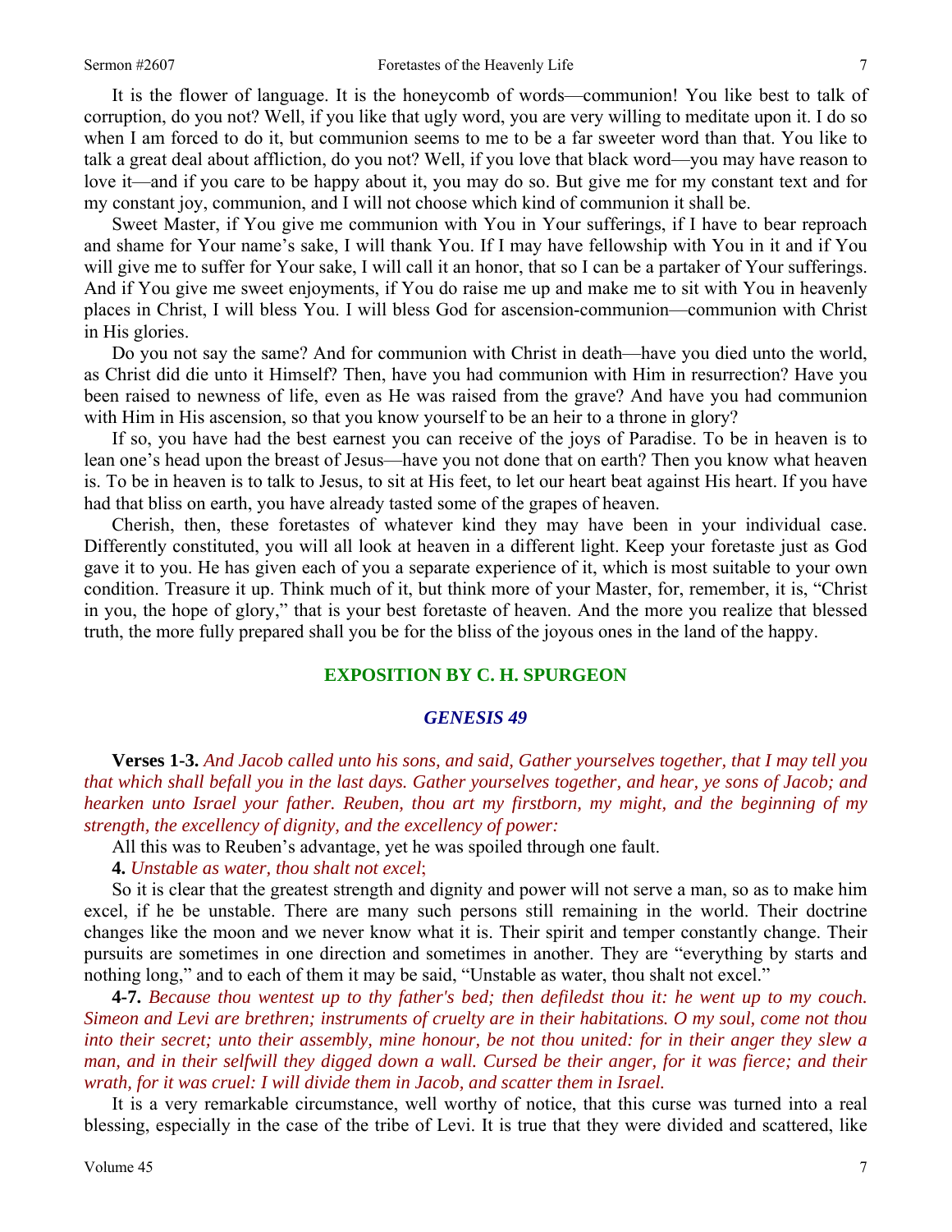It is the flower of language. It is the honeycomb of words—communion! You like best to talk of corruption, do you not? Well, if you like that ugly word, you are very willing to meditate upon it. I do so when I am forced to do it, but communion seems to me to be a far sweeter word than that. You like to talk a great deal about affliction, do you not? Well, if you love that black word—you may have reason to love it—and if you care to be happy about it, you may do so. But give me for my constant text and for my constant joy, communion, and I will not choose which kind of communion it shall be.

Sweet Master, if You give me communion with You in Your sufferings, if I have to bear reproach and shame for Your name's sake, I will thank You. If I may have fellowship with You in it and if You will give me to suffer for Your sake, I will call it an honor, that so I can be a partaker of Your sufferings. And if You give me sweet enjoyments, if You do raise me up and make me to sit with You in heavenly places in Christ, I will bless You. I will bless God for ascension-communion—communion with Christ in His glories.

Do you not say the same? And for communion with Christ in death—have you died unto the world, as Christ did die unto it Himself? Then, have you had communion with Him in resurrection? Have you been raised to newness of life, even as He was raised from the grave? And have you had communion with Him in His ascension, so that you know yourself to be an heir to a throne in glory?

If so, you have had the best earnest you can receive of the joys of Paradise. To be in heaven is to lean one's head upon the breast of Jesus—have you not done that on earth? Then you know what heaven is. To be in heaven is to talk to Jesus, to sit at His feet, to let our heart beat against His heart. If you have had that bliss on earth, you have already tasted some of the grapes of heaven.

Cherish, then, these foretastes of whatever kind they may have been in your individual case. Differently constituted, you will all look at heaven in a different light. Keep your foretaste just as God gave it to you. He has given each of you a separate experience of it, which is most suitable to your own condition. Treasure it up. Think much of it, but think more of your Master, for, remember, it is, "Christ in you, the hope of glory," that is your best foretaste of heaven. And the more you realize that blessed truth, the more fully prepared shall you be for the bliss of the joyous ones in the land of the happy.

## EXPOSITION BY C. H. SPURGEON

### *GENESIS 49*

**Verses 1-3.** *And Jacob called unto his sons, and said, Gather yourselves together, that I may tell you that which shall befall you in the last days. Gather yourselves together, and hear, ye sons of Jacob; and hearken unto Israel your father. Reuben, thou art my firstborn, my might, and the beginning of my strength, the excellency of dignity, and the excellency of power:*

All this was to Reuben's advantage, yet he was spoiled through one fault.

**4.** *Unstable as water, thou shalt not excel*;

So it is clear that the greatest strength and dignity and power will not serve a man, so as to make him excel, if he be unstable. There are many such persons still remaining in the world. Their doctrine changes like the moon and we never know what it is. Their spirit and temper constantly change. Their pursuits are sometimes in one direction and sometimes in another. They are "everything by starts and nothing long," and to each of them it may be said, "Unstable as water, thou shalt not excel."

**4-7.** *Because thou wentest up to thy father's bed; then defiledst thou it: he went up to my couch. Simeon and Levi are brethren; instruments of cruelty are in their habitations. O my soul, come not thou into their secret; unto their assembly, mine honour, be not thou united: for in their anger they slew a man, and in their selfwill they digged down a wall. Cursed be their anger, for it was fierce; and their wrath, for it was cruel: I will divide them in Jacob, and scatter them in Israel.*

It is a very remarkable circumstance, well worthy of notice, that this curse was turned into a real blessing, especially in the case of the tribe of Levi. It is true that they were divided and scattered, like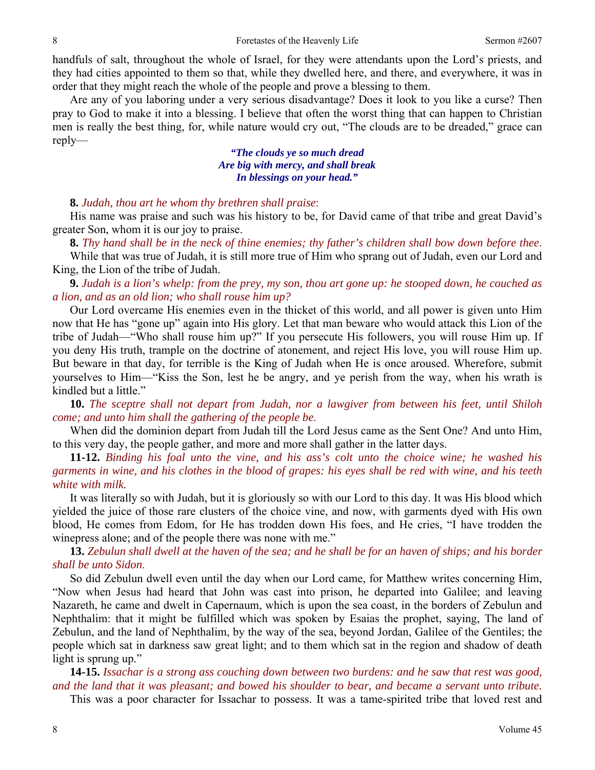handfuls of salt, throughout the whole of Israel, for they were attendants upon the Lord's priests, and they had cities appointed to them so that, while they dwelled here, and there, and everywhere, it was in order that they might reach the whole of the people and prove a blessing to them.

Are any of you laboring under a very serious disadvantage? Does it look to you like a curse? Then pray to God to make it into a blessing. I believe that often the worst thing that can happen to Christian men is really the best thing, for, while nature would cry out, "The clouds are to be dreaded," grace can reply—

> ***"The clouds ye so much dread***
> ***Are big with mercy, and shall break***
> ***In blessings on your head."***

**8.** *Judah, thou art he whom thy brethren shall praise*:

His name was praise and such was his history to be, for David came of that tribe and great David's greater Son, whom it is our joy to praise.

**8.** *Thy hand shall be in the neck of thine enemies; thy father's children shall bow down before thee*.

While that was true of Judah, it is still more true of Him who sprang out of Judah, even our Lord and King, the Lion of the tribe of Judah.

**9.** *Judah is a lion's whelp: from the prey, my son, thou art gone up: he stooped down, he couched as a lion, and as an old lion; who shall rouse him up?*

Our Lord overcame His enemies even in the thicket of this world, and all power is given unto Him now that He has "gone up" again into His glory. Let that man beware who would attack this Lion of the tribe of Judah—"Who shall rouse him up?" If you persecute His followers, you will rouse Him up. If you deny His truth, trample on the doctrine of atonement, and reject His love, you will rouse Him up. But beware in that day, for terrible is the King of Judah when He is once aroused. Wherefore, submit yourselves to Him—"Kiss the Son, lest he be angry, and ye perish from the way, when his wrath is kindled but a little."

**10.** *The sceptre shall not depart from Judah, nor a lawgiver from between his feet, until Shiloh come; and unto him shall the gathering of the people be*.

When did the dominion depart from Judah till the Lord Jesus came as the Sent One? And unto Him, to this very day, the people gather, and more and more shall gather in the latter days.

**11-12.** *Binding his foal unto the vine, and his ass's colt unto the choice wine; he washed his garments in wine, and his clothes in the blood of grapes: his eyes shall be red with wine, and his teeth white with milk.*

It was literally so with Judah, but it is gloriously so with our Lord to this day. It was His blood which yielded the juice of those rare clusters of the choice vine, and now, with garments dyed with His own blood, He comes from Edom, for He has trodden down His foes, and He cries, "I have trodden the winepress alone; and of the people there was none with me."

**13.** *Zebulun shall dwell at the haven of the sea; and he shall be for an haven of ships; and his border shall be unto Sidon*.

So did Zebulun dwell even until the day when our Lord came, for Matthew writes concerning Him, "Now when Jesus had heard that John was cast into prison, he departed into Galilee; and leaving Nazareth, he came and dwelt in Capernaum, which is upon the sea coast, in the borders of Zebulun and Nephthalim: that it might be fulfilled which was spoken by Esaias the prophet, saying, The land of Zebulun, and the land of Nephthalim, by the way of the sea, beyond Jordan, Galilee of the Gentiles; the people which sat in darkness saw great light; and to them which sat in the region and shadow of death light is sprung up."

**14-15.** *Issachar is a strong ass couching down between two burdens: and he saw that rest was good, and the land that it was pleasant; and bowed his shoulder to bear, and became a servant unto tribute.*

This was a poor character for Issachar to possess. It was a tame-spirited tribe that loved rest and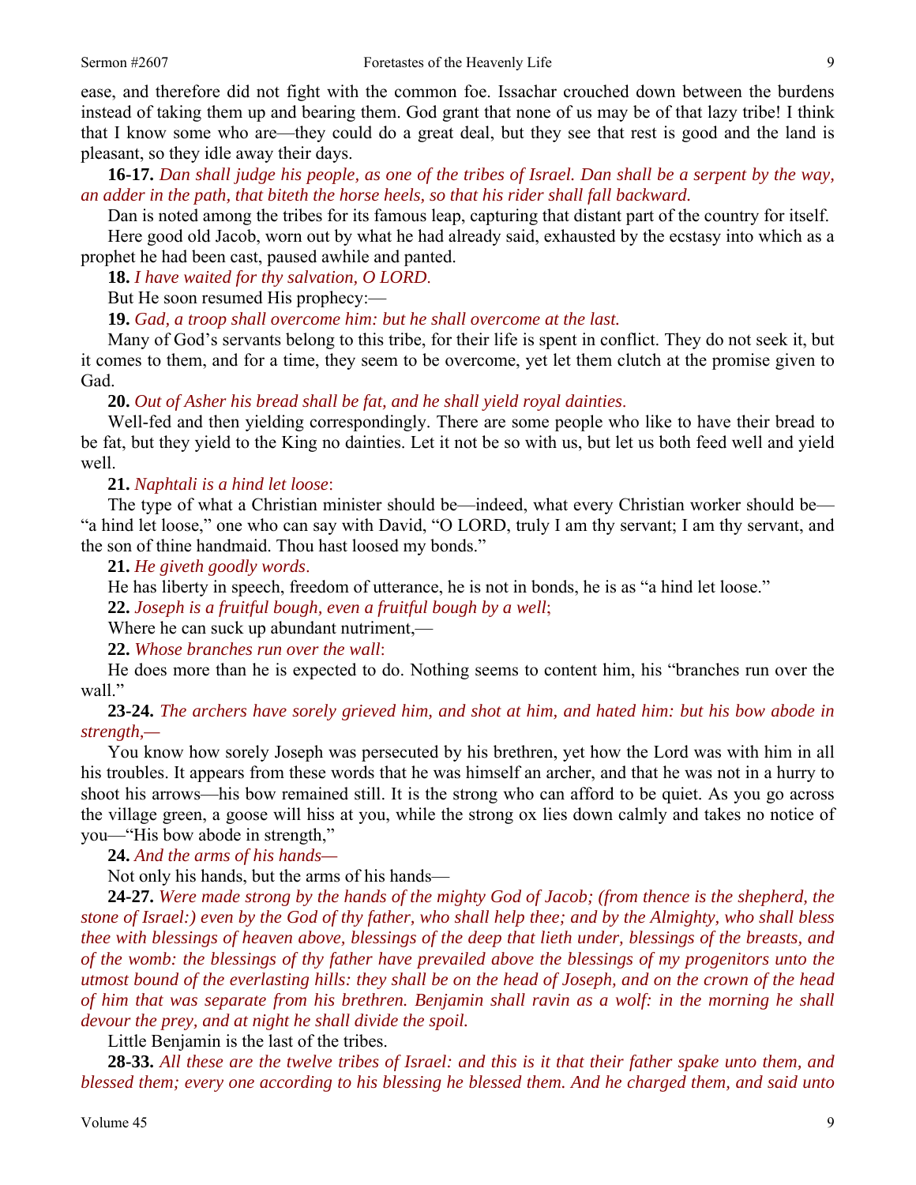ease, and therefore did not fight with the common foe. Issachar crouched down between the burdens instead of taking them up and bearing them. God grant that none of us may be of that lazy tribe! I think that I know some who are—they could do a great deal, but they see that rest is good and the land is pleasant, so they idle away their days.

**16-17.** *Dan shall judge his people, as one of the tribes of Israel. Dan shall be a serpent by the way, an adder in the path, that biteth the horse heels, so that his rider shall fall backward.*

Dan is noted among the tribes for its famous leap, capturing that distant part of the country for itself.

Here good old Jacob, worn out by what he had already said, exhausted by the ecstasy into which as a prophet he had been cast, paused awhile and panted.

**18.** *I have waited for thy salvation, O LORD.*

But He soon resumed His prophecy:—

**19.** *Gad, a troop shall overcome him: but he shall overcome at the last.*

Many of God's servants belong to this tribe, for their life is spent in conflict. They do not seek it, but it comes to them, and for a time, they seem to be overcome, yet let them clutch at the promise given to Gad.

**20.** *Out of Asher his bread shall be fat, and he shall yield royal dainties.*

Well-fed and then yielding correspondingly. There are some people who like to have their bread to be fat, but they yield to the King no dainties. Let it not be so with us, but let us both feed well and yield well.

**21.** *Naphtali is a hind let loose*:

The type of what a Christian minister should be—indeed, what every Christian worker should be—"a hind let loose," one who can say with David, "O LORD, truly I am thy servant; I am thy servant, and the son of thine handmaid. Thou hast loosed my bonds."

**21.** *He giveth goodly words*.

He has liberty in speech, freedom of utterance, he is not in bonds, he is as "a hind let loose."

**22.** *Joseph is a fruitful bough, even a fruitful bough by a well*;

Where he can suck up abundant nutriment,—

**22.** *Whose branches run over the wall*:

He does more than he is expected to do. Nothing seems to content him, his "branches run over the wall."

**23-24.** *The archers have sorely grieved him, and shot at him, and hated him: but his bow abode in strength,—*

You know how sorely Joseph was persecuted by his brethren, yet how the Lord was with him in all his troubles. It appears from these words that he was himself an archer, and that he was not in a hurry to shoot his arrows—his bow remained still. It is the strong who can afford to be quiet. As you go across the village green, a goose will hiss at you, while the strong ox lies down calmly and takes no notice of you—"His bow abode in strength,"

**24.** *And the arms of his hands—*

Not only his hands, but the arms of his hands—

**24-27.** *Were made strong by the hands of the mighty God of Jacob; (from thence is the shepherd, the stone of Israel:) even by the God of thy father, who shall help thee; and by the Almighty, who shall bless thee with blessings of heaven above, blessings of the deep that lieth under, blessings of the breasts, and of the womb: the blessings of thy father have prevailed above the blessings of my progenitors unto the utmost bound of the everlasting hills: they shall be on the head of Joseph, and on the crown of the head of him that was separate from his brethren. Benjamin shall ravin as a wolf: in the morning he shall devour the prey, and at night he shall divide the spoil.*

Little Benjamin is the last of the tribes.

**28-33.** *All these are the twelve tribes of Israel: and this is it that their father spake unto them, and blessed them; every one according to his blessing he blessed them. And he charged them, and said unto*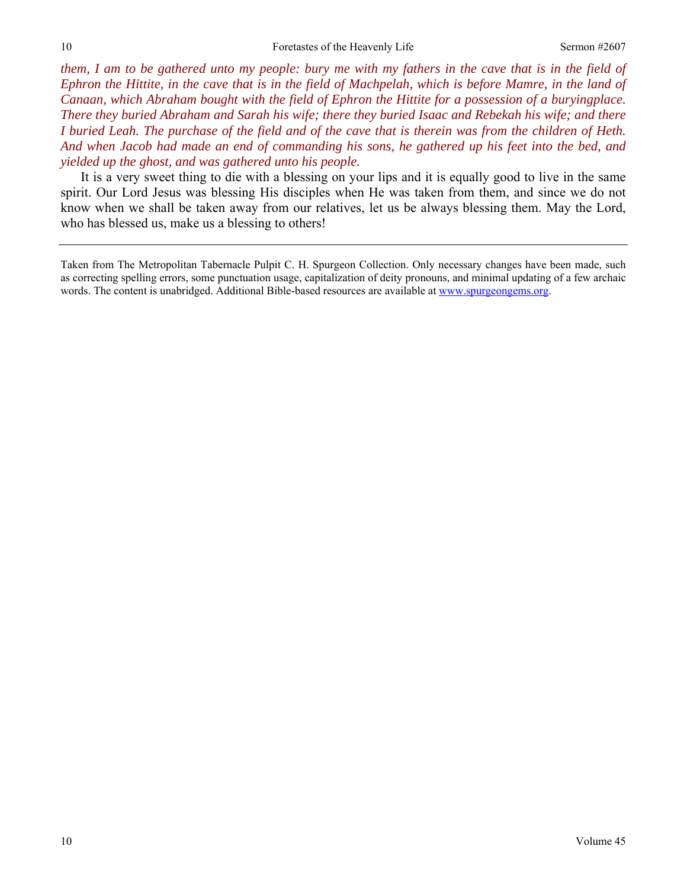*them, I am to be gathered unto my people: bury me with my fathers in the cave that is in the field of Ephron the Hittite, in the cave that is in the field of Machpelah, which is before Mamre, in the land of Canaan, which Abraham bought with the field of Ephron the Hittite for a possession of a buryingplace. There they buried Abraham and Sarah his wife; there they buried Isaac and Rebekah his wife; and there I buried Leah. The purchase of the field and of the cave that is therein was from the children of Heth. And when Jacob had made an end of commanding his sons, he gathered up his feet into the bed, and yielded up the ghost, and was gathered unto his people.*

It is a very sweet thing to die with a blessing on your lips and it is equally good to live in the same spirit. Our Lord Jesus was blessing His disciples when He was taken from them, and since we do not know when we shall be taken away from our relatives, let us be always blessing them. May the Lord, who has blessed us, make us a blessing to others!

---

Taken from The Metropolitan Tabernacle Pulpit C. H. Spurgeon Collection. Only necessary changes have been made, such as correcting spelling errors, some punctuation usage, capitalization of deity pronouns, and minimal updating of a few archaic words. The content is unabridged. Additional Bible-based resources are available at [www.spurgeongems.org](http://www.spurgeongems.org).